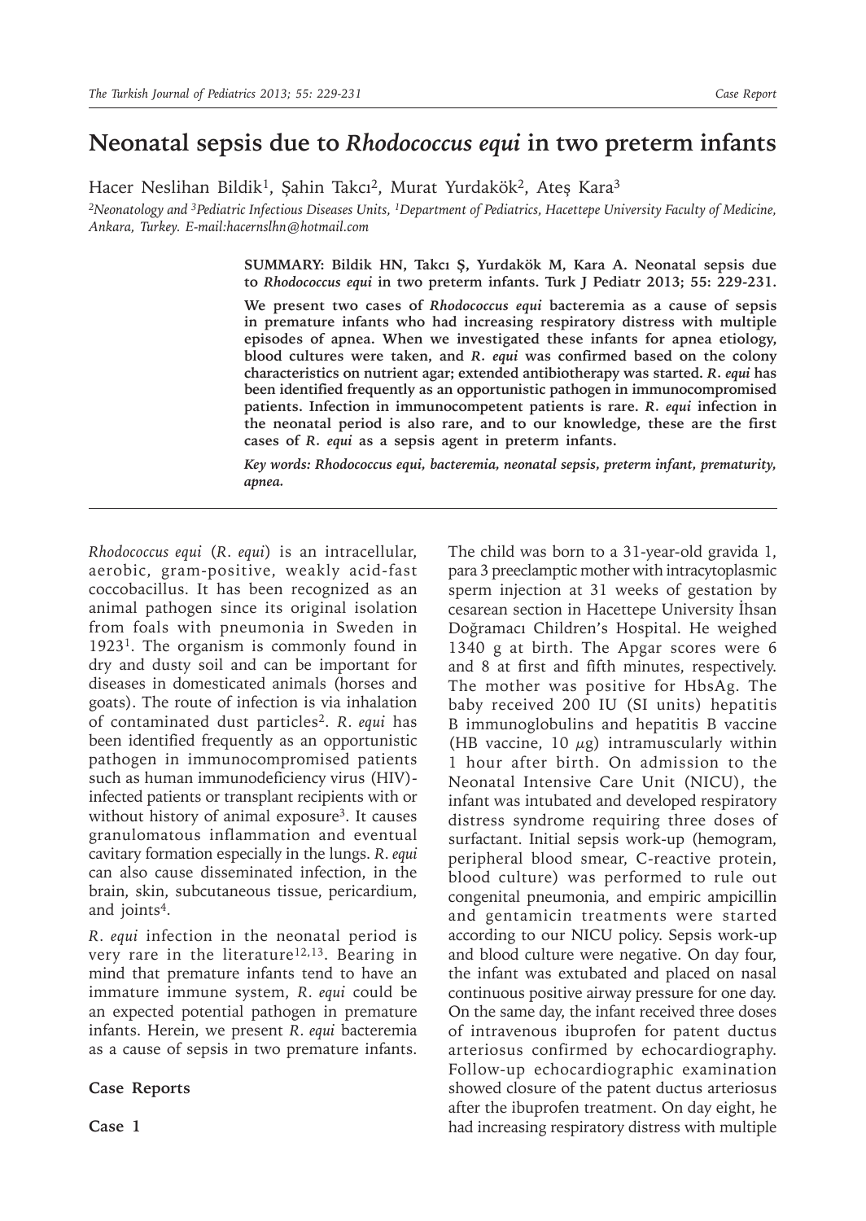# Neonatal sepsis due to *Rhodococcus equi* in two preterm infants

Hacer Neslihan Bildik[1], Şahin Takcı[2], Murat Yurdakök[2], Ateş Kara[3]

*[2]Neonatology and [3]Pediatric Infectious Diseases Units, [1]Department of Pediatrics, Hacettepe University Faculty of Medicine, Ankara, Turkey. E-mail:hacernslhn@hotmail.com*

**SUMMARY: Bildik HN, Takcı Ş, Yurdakök M, Kara A. Neonatal sepsis due to *Rhodococcus equi* in two preterm infants. Turk J Pediatr 2013; 55: 229-231.**

**We present two cases of *Rhodococcus equi* bacteremia as a cause of sepsis in premature infants who had increasing respiratory distress with multiple episodes of apnea. When we investigated these infants for apnea etiology, blood cultures were taken, and *R. equi* was confirmed based on the colony characteristics on nutrient agar; extended antibiotherapy was started. *R. equi* has been identified frequently as an opportunistic pathogen in immunocompromised patients. Infection in immunocompetent patients is rare. *R. equi* infection in the neonatal period is also rare, and to our knowledge, these are the first cases of *R. equi* as a sepsis agent in preterm infants.**

***Key words: Rhodococcus equi, bacteremia, neonatal sepsis, preterm infant, prematurity, apnea.***

---

*Rhodococcus equi* (*R. equi*) is an intracellular, aerobic, gram-positive, weakly acid-fast coccobacillus. It has been recognized as an animal pathogen since its original isolation from foals with pneumonia in Sweden in 1923[1]. The organism is commonly found in dry and dusty soil and can be important for diseases in domesticated animals (horses and goats). The route of infection is via inhalation of contaminated dust particles[2]. *R. equi* has been identified frequently as an opportunistic pathogen in immunocompromised patients such as human immunodeficiency virus (HIV)-infected patients or transplant recipients with or without history of animal exposure[3]. It causes granulomatous inflammation and eventual cavitary formation especially in the lungs. *R. equi* can also cause disseminated infection, in the brain, skin, subcutaneous tissue, pericardium, and joints[4].

*R. equi* infection in the neonatal period is very rare in the literature[12,13]. Bearing in mind that premature infants tend to have an immature immune system, *R. equi* could be an expected potential pathogen in premature infants. Herein, we present *R. equi* bacteremia as a cause of sepsis in two premature infants.

## Case Reports

### Case 1

The child was born to a 31-year-old gravida 1, para 3 preeclamptic mother with intracytoplasmic sperm injection at 31 weeks of gestation by cesarean section in Hacettepe University İhsan Doğramacı Children's Hospital. He weighed 1340 g at birth. The Apgar scores were 6 and 8 at first and fifth minutes, respectively. The mother was positive for HbsAg. The baby received 200 IU (SI units) hepatitis B immunoglobulins and hepatitis B vaccine (HB vaccine, 10 $\mu$g) intramuscularly within 1 hour after birth. On admission to the Neonatal Intensive Care Unit (NICU), the infant was intubated and developed respiratory distress syndrome requiring three doses of surfactant. Initial sepsis work-up (hemogram, peripheral blood smear, C-reactive protein, blood culture) was performed to rule out congenital pneumonia, and empiric ampicillin and gentamicin treatments were started according to our NICU policy. Sepsis work-up and blood culture were negative. On day four, the infant was extubated and placed on nasal continuous positive airway pressure for one day. On the same day, the infant received three doses of intravenous ibuprofen for patent ductus arteriosus confirmed by echocardiography. Follow-up echocardiographic examination showed closure of the patent ductus arteriosus after the ibuprofen treatment. On day eight, he had increasing respiratory distress with multiple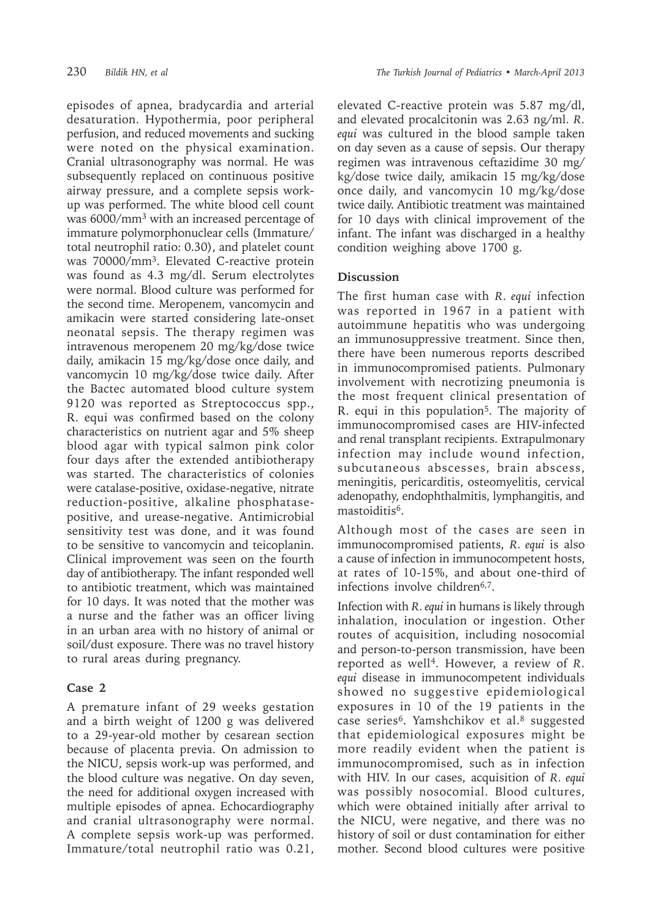episodes of apnea, bradycardia and arterial desaturation. Hypothermia, poor peripheral perfusion, and reduced movements and sucking were noted on the physical examination. Cranial ultrasonography was normal. He was subsequently replaced on continuous positive airway pressure, and a complete sepsis work-up was performed. The white blood cell count was 6000/mm$^3$ with an increased percentage of immature polymorphonuclear cells (Immature/total neutrophil ratio: 0.30), and platelet count was 70000/mm$^3$. Elevated C-reactive protein was found as 4.3 mg/dl. Serum electrolytes were normal. Blood culture was performed for the second time. Meropenem, vancomycin and amikacin were started considering late-onset neonatal sepsis. The therapy regimen was intravenous meropenem 20 mg/kg/dose twice daily, amikacin 15 mg/kg/dose once daily, and vancomycin 10 mg/kg/dose twice daily. After the Bactec automated blood culture system 9120 was reported as Streptococcus spp., R. equi was confirmed based on the colony characteristics on nutrient agar and 5% sheep blood agar with typical salmon pink color four days after the extended antibiotherapy was started. The characteristics of colonies were catalase-positive, oxidase-negative, nitrate reduction-positive, alkaline phosphatase-positive, and urease-negative. Antimicrobial sensitivity test was done, and it was found to be sensitive to vancomycin and teicoplanin. Clinical improvement was seen on the fourth day of antibiotherapy. The infant responded well to antibiotic treatment, which was maintained for 10 days. It was noted that the mother was a nurse and the father was an officer living in an urban area with no history of animal or soil/dust exposure. There was no travel history to rural areas during pregnancy.

## Case 2

A premature infant of 29 weeks gestation and a birth weight of 1200 g was delivered to a 29-year-old mother by cesarean section because of placenta previa. On admission to the NICU, sepsis work-up was performed, and the blood culture was negative. On day seven, the need for additional oxygen increased with multiple episodes of apnea. Echocardiography and cranial ultrasonography were normal. A complete sepsis work-up was performed. Immature/total neutrophil ratio was 0.21, elevated C-reactive protein was 5.87 mg/dl, and elevated procalcitonin was 2.63 ng/ml. *R. equi* was cultured in the blood sample taken on day seven as a cause of sepsis. Our therapy regimen was intravenous ceftazidime 30 mg/kg/dose twice daily, amikacin 15 mg/kg/dose once daily, and vancomycin 10 mg/kg/dose twice daily. Antibiotic treatment was maintained for 10 days with clinical improvement of the infant. The infant was discharged in a healthy condition weighing above 1700 g.

## Discussion

The first human case with *R. equi* infection was reported in 1967 in a patient with autoimmune hepatitis who was undergoing an immunosuppressive treatment. Since then, there have been numerous reports described in immunocompromised patients. Pulmonary involvement with necrotizing pneumonia is the most frequent clinical presentation of R. equi in this population[5]. The majority of immunocompromised cases are HIV-infected and renal transplant recipients. Extrapulmonary infection may include wound infection, subcutaneous abscesses, brain abscess, meningitis, pericarditis, osteomyelitis, cervical adenopathy, endophthalmitis, lymphangitis, and mastoiditis[6].

Although most of the cases are seen in immunocompromised patients, *R. equi* is also a cause of infection in immunocompetent hosts, at rates of 10-15%, and about one-third of infections involve children[6,7].

Infection with *R. equi* in humans is likely through inhalation, inoculation or ingestion. Other routes of acquisition, including nosocomial and person-to-person transmission, have been reported as well[4]. However, a review of *R. equi* disease in immunocompetent individuals showed no suggestive epidemiological exposures in 10 of the 19 patients in the case series[6]. Yamshchikov et al.[8] suggested that epidemiological exposures might be more readily evident when the patient is immunocompromised, such as in infection with HIV. In our cases, acquisition of *R. equi* was possibly nosocomial. Blood cultures, which were obtained initially after arrival to the NICU, were negative, and there was no history of soil or dust contamination for either mother. Second blood cultures were positive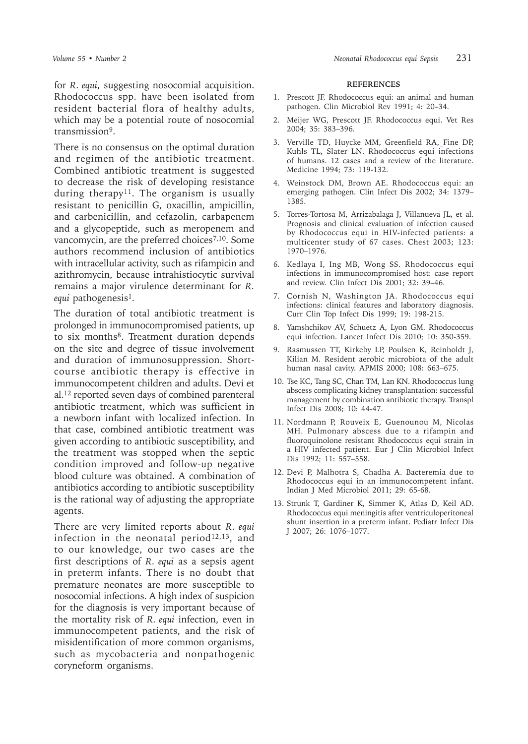for *R. equi*, suggesting nosocomial acquisition. Rhodococcus spp. have been isolated from resident bacterial flora of healthy adults, which may be a potential route of nosocomial transmission[9].

There is no consensus on the optimal duration and regimen of the antibiotic treatment. Combined antibiotic treatment is suggested to decrease the risk of developing resistance during therapy[11]. The organism is usually resistant to penicillin G, oxacillin, ampicillin, and carbenicillin, and cefazolin, carbapenem and a glycopeptide, such as meropenem and vancomycin, are the preferred choices[7,10]. Some authors recommend inclusion of antibiotics with intracellular activity, such as rifampicin and azithromycin, because intrahistiocytic survival remains a major virulence determinant for *R. equi* pathogenesis[1].

The duration of total antibiotic treatment is prolonged in immunocompromised patients, up to six months[8]. Treatment duration depends on the site and degree of tissue involvement and duration of immunosuppression. Short-course antibiotic therapy is effective in immunocompetent children and adults. Devi et al.[12] reported seven days of combined parenteral antibiotic treatment, which was sufficient in a newborn infant with localized infection. In that case, combined antibiotic treatment was given according to antibiotic susceptibility, and the treatment was stopped when the septic condition improved and follow-up negative blood culture was obtained. A combination of antibiotics according to antibiotic susceptibility is the rational way of adjusting the appropriate agents.

There are very limited reports about *R. equi* infection in the neonatal period[12,13], and to our knowledge, our two cases are the first descriptions of *R. equi* as a sepsis agent in preterm infants. There is no doubt that premature neonates are more susceptible to nosocomial infections. A high index of suspicion for the diagnosis is very important because of the mortality risk of *R. equi* infection, even in immunocompetent patients, and the risk of misidentification of more common organisms, such as mycobacteria and nonpathogenic coryneform organisms.

## REFERENCES

1. Prescott JF. Rhodococcus equi: an animal and human pathogen. Clin Microbiol Rev 1991; 4: 20–34.
2. Meijer WG, Prescott JF. Rhodococcus equi. Vet Res 2004; 35: 383–396.
3. Verville TD, Huycke MM, Greenfield RA, Fine DP, Kuhls TL, Slater LN. Rhodococcus equi infections of humans. 12 cases and a review of the literature. Medicine 1994; 73: 119-132.
4. Weinstock DM, Brown AE. Rhodococcus equi: an emerging pathogen. Clin Infect Dis 2002; 34: 1379–1385.
5. Torres-Tortosa M, Arrizabalaga J, Villanueva JL, et al. Prognosis and clinical evaluation of infection caused by Rhodococcus equi in HIV-infected patients: a multicenter study of 67 cases. Chest 2003; 123: 1970–1976.
6. Kedlaya I, Ing MB, Wong SS. Rhodococcus equi infections in immunocompromised host: case report and review. Clin Infect Dis 2001; 32: 39–46.
7. Cornish N, Washington JA. Rhodococcus equi infections: clinical features and laboratory diagnosis. Curr Clin Top Infect Dis 1999; 19: 198-215.
8. Yamshchikov AV, Schuetz A, Lyon GM. Rhodococcus equi infection. Lancet Infect Dis 2010; 10: 350-359.
9. Rasmussen TT, Kirkeby LP, Poulsen K, Reinholdt J, Kilian M. Resident aerobic microbiota of the adult human nasal cavity. APMIS 2000; 108: 663–675.
10. Tse KC, Tang SC, Chan TM, Lan KN. Rhodococcus lung abscess complicating kidney transplantation: successful management by combination antibiotic therapy. Transpl Infect Dis 2008; 10: 44-47.
11. Nordmann P, Rouveix E, Guenounou M, Nicolas MH. Pulmonary abscess due to a rifampin and fluoroquinolone resistant Rhodococcus equi strain in a HIV infected patient. Eur J Clin Microbiol Infect Dis 1992; 11: 557–558.
12. Devi P, Malhotra S, Chadha A. Bacteremia due to Rhodococcus equi in an immunocompetent infant. Indian J Med Microbiol 2011; 29: 65-68.
13. Strunk T, Gardiner K, Simmer K, Atlas D, Keil AD. Rhodococcus equi meningitis after ventriculoperitoneal shunt insertion in a preterm infant. Pediatr Infect Dis J 2007; 26: 1076–1077.